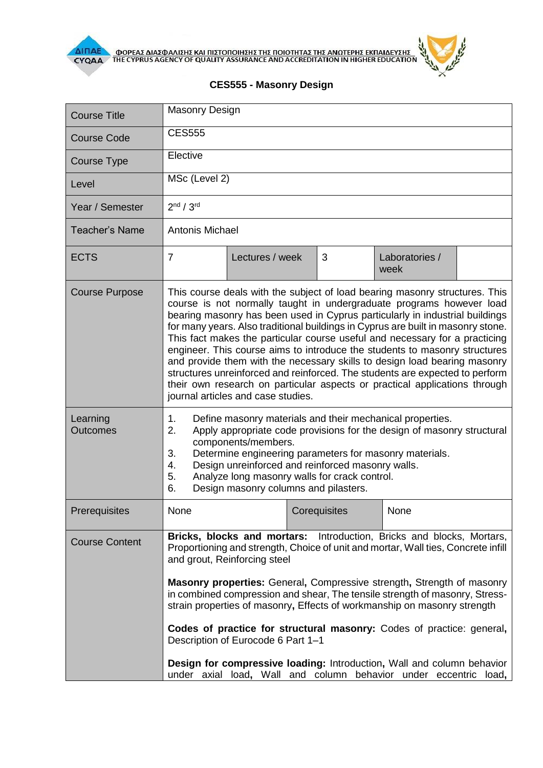ΦΟΡΕΑΣ ΔΙΑΣΦΑΛΙΣΗΣ ΚΑΙ ΠΙΣΤΟΠΟΙΗΣΗΣ ΤΗΣ ΠΟΙΟΤΗΤΑΣ ΤΗΣ ΑΝΩΤΕΡΗΣ ΕΚΠΑΙΔΕΥΣΗΣ
THE CYPRUS AGENCY OF QUALITY ASSURANCE AND ACCREDITATION IN HIGHER EDUCATION

# CES555 - Masonry Design

| Course Title | Masonry Design | | | | |
|---|---|---|---|---|---|
| Course Code | CES555 | | | | |
| Course Type | Elective | | | | |
| Level | MSc (Level 2) | | | | |
| Year / Semester | 2nd / 3rd | | | | |
| Teacher's Name | Antonis Michael | | | | |
| ECTS | 7 | Lectures / week | 3 | Laboratories / week | |
| Course Purpose | This course deals with the subject of load bearing masonry structures. This course is not normally taught in undergraduate programs however load bearing masonry has been used in Cyprus particularly in industrial buildings for many years. Also traditional buildings in Cyprus are built in masonry stone. This fact makes the particular course useful and necessary for a practicing engineer. This course aims to introduce the students to masonry structures and provide them with the necessary skills to design load bearing masonry structures unreinforced and reinforced. The students are expected to perform their own research on particular aspects or practical applications through journal articles and case studies. | | | | |
| Learning Outcomes | 1. Define masonry materials and their mechanical properties.<br>2. Apply appropriate code provisions for the design of masonry structural components/members.<br>3. Determine engineering parameters for masonry materials.<br>4. Design unreinforced and reinforced masonry walls.<br>5. Analyze long masonry walls for crack control.<br>6. Design masonry columns and pilasters. | | | | |
| Prerequisites | None | | Corequisites | None | |
| Course Content | **Bricks, blocks and mortars:** Introduction, Bricks and blocks, Mortars, Proportioning and strength, Choice of unit and mortar, Wall ties, Concrete infill and grout, Reinforcing steel<br><br>**Masonry properties:** General**,** Compressive strength**,** Strength of masonry in combined compression and shear, The tensile strength of masonry, Stress-strain properties of masonry**,** Effects of workmanship on masonry strength<br><br>**Codes of practice for structural masonry:** Codes of practice: general**,** Description of Eurocode 6 Part 1–1<br><br>**Design for compressive loading:** Introduction**,** Wall and column behavior under axial load**,** Wall and column behavior under eccentric load**,** | | | | |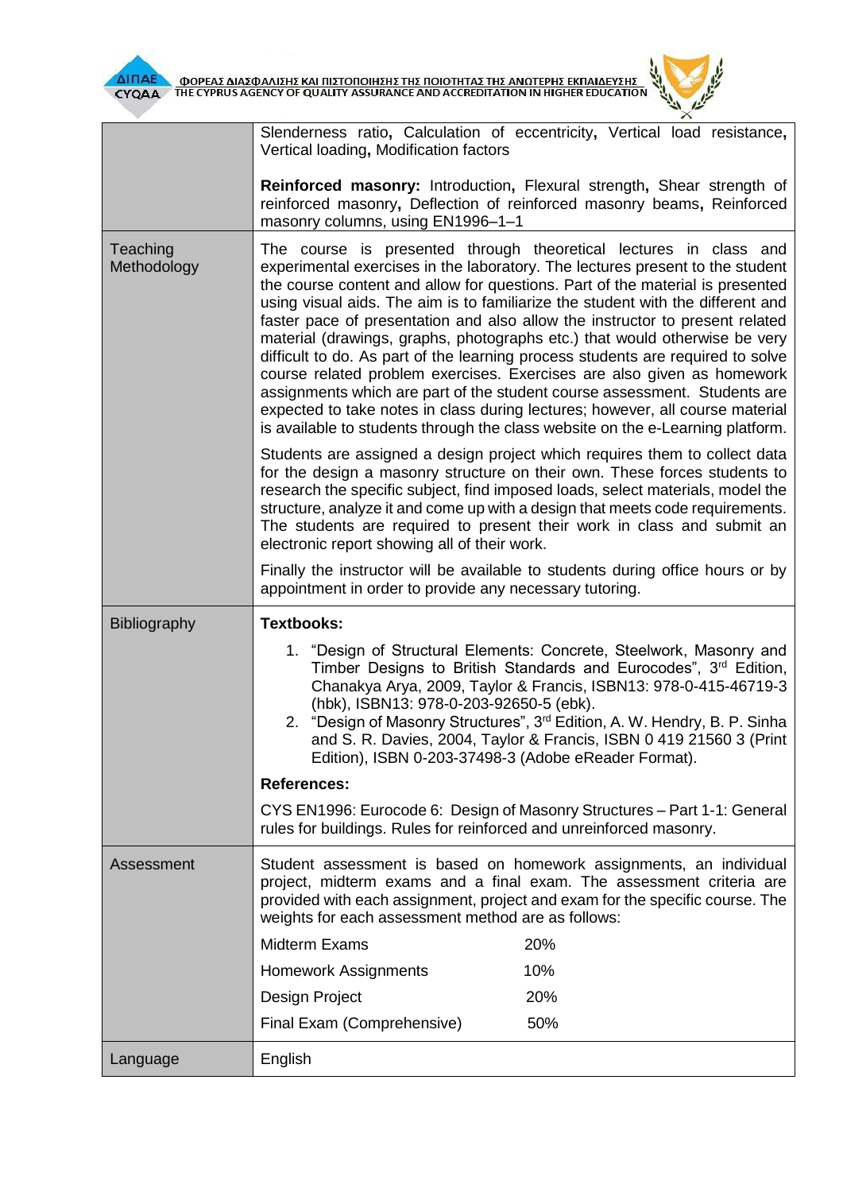| | |
|---|---|
| | Slenderness ratio**,** Calculation of eccentricity**,** Vertical load resistance**,** Vertical loading**,** Modification factors<br><br>**Reinforced masonry:** Introduction**,** Flexural strength**,** Shear strength of reinforced masonry**,** Deflection of reinforced masonry beams**,** Reinforced masonry columns, using EN1996–1–1 |
| Teaching Methodology | The course is presented through theoretical lectures in class and experimental exercises in the laboratory. The lectures present to the student the course content and allow for questions. Part of the material is presented using visual aids. The aim is to familiarize the student with the different and faster pace of presentation and also allow the instructor to present related material (drawings, graphs, photographs etc.) that would otherwise be very difficult to do. As part of the learning process students are required to solve course related problem exercises. Exercises are also given as homework assignments which are part of the student course assessment. Students are expected to take notes in class during lectures; however, all course material is available to students through the class website on the e-Learning platform.<br><br>Students are assigned a design project which requires them to collect data for the design a masonry structure on their own. These forces students to research the specific subject, find imposed loads, select materials, model the structure, analyze it and come up with a design that meets code requirements. The students are required to present their work in class and submit an electronic report showing all of their work.<br><br>Finally the instructor will be available to students during office hours or by appointment in order to provide any necessary tutoring. |
| Bibliography | **Textbooks:**<br><br>1. "Design of Structural Elements: Concrete, Steelwork, Masonry and Timber Designs to British Standards and Eurocodes", 3rd Edition, Chanakya Arya, 2009, Taylor & Francis, ISBN13: 978-0-415-46719-3 (hbk), ISBN13: 978-0-203-92650-5 (ebk).<br>2. "Design of Masonry Structures", 3rd Edition, A. W. Hendry, B. P. Sinha and S. R. Davies, 2004, Taylor & Francis, ISBN 0 419 21560 3 (Print Edition), ISBN 0-203-37498-3 (Adobe eReader Format).<br><br>**References:**<br><br>CYS EN1996: Eurocode 6: Design of Masonry Structures – Part 1-1: General rules for buildings. Rules for reinforced and unreinforced masonry. |
| Assessment | Student assessment is based on homework assignments, an individual project, midterm exams and a final exam. The assessment criteria are provided with each assignment, project and exam for the specific course. The weights for each assessment method are as follows:<br><br>Midterm Exams — 20%<br>Homework Assignments — 10%<br>Design Project — 20%<br>Final Exam (Comprehensive) — 50% |
| Language | English |